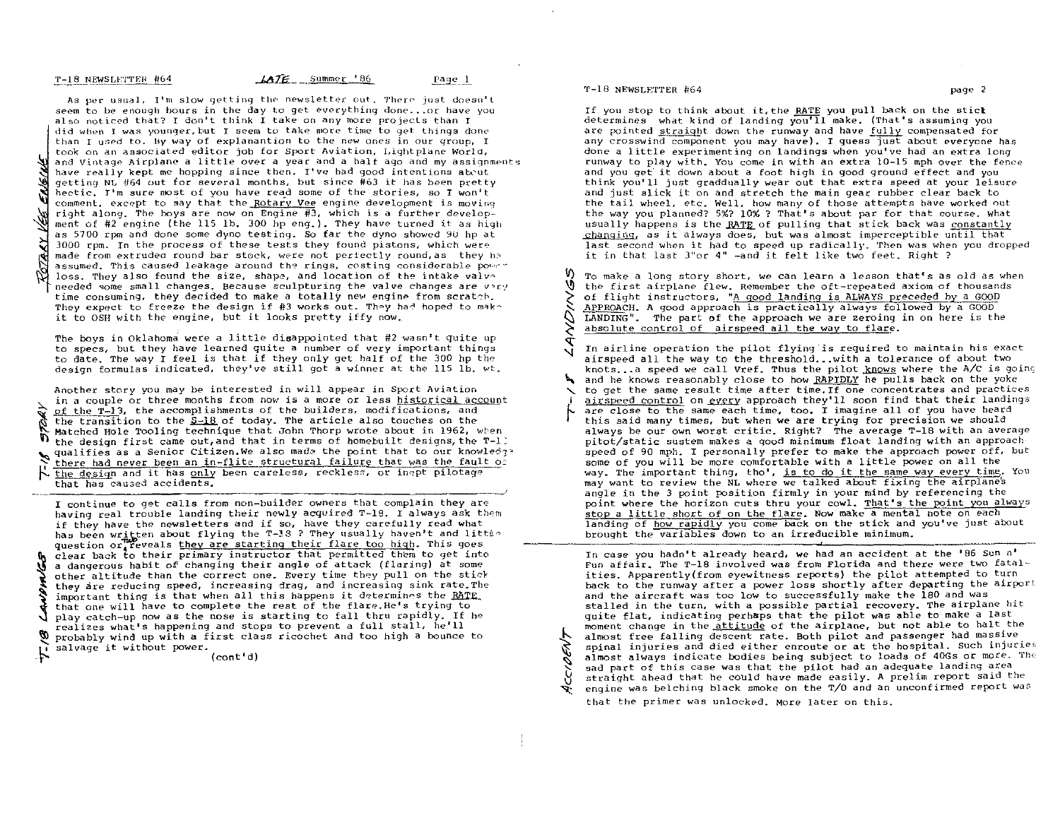# T-18 NEWSLETTER #64 — LATE Summer '86

*Rotary Vee Engine*

As per usual, I'm slow getting the newsletter out. There just doesn't seem to be enough hours in the day to get everything done...or have you also noticed that? I don't think I take on any more projects than I did when I was younger, but I seem to take more time to get things done than I used to. By way of explanantion to the new ones in our group, I took on an associated editor job for Sport Aviation, Lightplane World, and Vintage Airplane a little over a year and a half ago and my assignments have really kept me hopping since then. I've had good intentions about getting NL #64 out for several months, but since #63 it has been pretty hectic. I'm sure most of you have read some of the stories, so I won't comment, except to say that the Rotary Vee engine development is moving right along. The boys are now on Engine #3, which is a further development of #2 engine (the 115 lb. 300 hp eng.). They have turned it as high as 5700 rpm and done some dyno testing. So far the dyno showed 90 hp at 3000 rpm. In the process of these tests they found pistons, which were made from extruded round bar stock, were not perfectly round, as they had assumed. This caused leakage around the rings, costing considerable power loss. They also found the size, shape, and location of the intake valve needed some small changes. Because sculpturing the valve changes are very time consuming, they decided to make a totally new engine from scratch. They expect to freeze the design if #3 works out. They had hoped to make it to OSH with the engine, but it looks pretty iffy now.

The boys in Oklahoma were a little disappointed that #2 wasn't quite up to specs, but they have learned quite a number of very important things to date. The way I feel is that if they only get half of the 300 hp the design formulas indicated, they've still got a winner at the 115 lb. wt.

*T-18 Story*

Another story you may be interested in will appear in Sport Aviation in a couple or three months from now is a more or less historical account of the T-18, the accomplishments of the builders, modifications, and the transition to the S-18 of today. The article also touches on the Matched Hole Tooling technique that John Thorp wrote about in 1962, when the design first came out, and that in terms of homebuilt designs, the T-18 qualifies as a Senior Citizen. We also made the point that to our knowledge there had never been an in-flite structural failure that was the fault of the design and it has only been careless, reckless, or inept pilotage that has caused accidents.

*T-18 Landings*

I continue to get calls from non-builder owners that complain they are having real trouble landing their newly acquired T-18. I always ask them if they have the newsletters and if so, have they carefully read what has been written about flying the T-18 ? They usually haven't and little question or two reveals they are starting their flare too high. This goes clear back to their primary instructor that permitted them to get into a dangerous habit of changing their angle of attack (flaring) at some other altitude than the correct one. Every time they pull on the stick they are reducing speed, increasing drag, and increasing sink rate. The important thing is that when all this happens it determines the RATE that one will have to complete the rest of the flare. He's trying to play catch-up now as the nose is starting to fall thru rapidly. If he realizes what's happening and stops to prevent a full stall, he'll probably wind up with a first class ricochet and too high a bounce to salvage it without power.

(cont'd)

If you stop to think about it, the RATE you pull back on the stick determines what kind of landing you'll make. (That's assuming you are pointed straight down the runway and have fully compensated for any crosswind component you may have). I guess just about everyone has done a little experimenting on landings when you've had an extra long runway to play with. You come in with an extra 10-15 mph over the fence and you get it down about a foot high in good ground effect and you think you'll just gradually wear out that extra speed at your leisure and just slick it on and stretch the main gear rubber clear back to the tail wheel, etc. Well, how many of those attempts have worked out the way you planned? 5%? 10% ? That's about par for that course. What usually happens is the RATE of pulling that stick back was constantly changing, as it always does, but was almost imperceptible until that last second when it had to speed up radically. Then was when you dropped it in that last 3" or 4" -and it felt like two feet. Right ?

To make a long story short, we can learn a lesson that's as old as when the first airplane flew. Remember the oft-repeated axiom of thousands of flight instructors, "A good landing is ALWAYS preceded by a GOOD APPROACH. A good approach is practically always followed by a GOOD LANDING". The part of the approach we are zeroing in on here is the absolute control of airspeed all the way to flare.

In airline operation the pilot flying is required to maintain his exact airspeed all the way to the threshold...with a tolerance of about two knots...a speed we call Vref. Thus the pilot knows where the A/C is going and he knows reasonably close to how RAPIDLY he pulls back on the yoke to get the same result time after time. If one concentrates and practices airspeed control on every approach they'll soon find that their landings are close to the same each time, too. I imagine all of you have heard this said many times, but when we are trying for precision we should always be our own worst critic. Right? The average T-18 with an average pitot/static sustem makes a good minimum float landing with an approach speed of 90 mph. I personally prefer to make the approach power off, but some of you will be more comfortable with a little power on all the way. The important thing, tho', is to do it the same way every time. You may want to review the NL where we talked about fixing the airplane's angle in the 3 point position firmly in your mind by referencing the point where the horizon cuts thru your cowl. That's the point you always stop a little short of on the flare. Now make a mental note on each landing of how rapidly you come back on the stick and you've just about brought the variables down to an irreducible minimum.

*Accident*

In case you hadn't already heard, we had an accident at the '86 Sun n' Fun affair. The T-18 involved was from Florida and there were two fatalities. Apparently (from eyewitness reports) the pilot attempted to turn back to the runway after a power loss shortly after departing the airport and the aircraft was too low to successfully make the 180 and was stalled in the turn, with a possible partial recovery. The airplane hit quite flat, indicating perhaps that the pilot was able to make a last moment change in the attitude of the airplane, but not able to halt the almost free falling descent rate. Both pilot and passenger had massive spinal injuries and died either enroute or at the hospital. Such injuries almost always indicate bodies being subject to loads of 40Gs or more. The sad part of this case was that the pilot had an adequate landing area straight ahead that he could have made easily. A prelim report said the engine was belching black smoke on the T/O and an unconfirmed report was that the primer was unlocked. More later on this.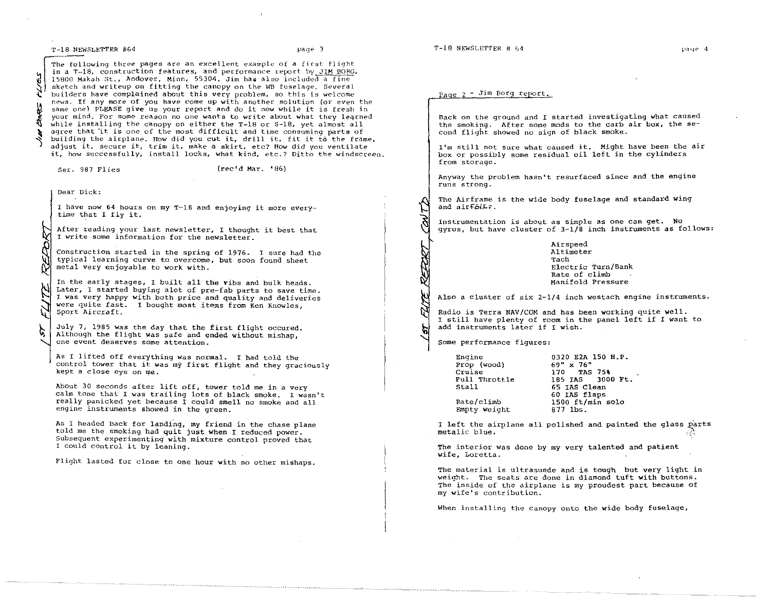The following three pages are an excellent example of a first flight in a T-18, construction features, and performance report by JIM BORG, 15800 Makah St., Andover, Minn. 55304. Jim has also included a fine sketch and writeup on fitting the canopy on the WB fuselage. Several builders have complained about this very problem, so this is welcome news. If any more of you have come up with another solution (or even the same one) PLEASE give us your report and do it now while it is fresh in your mind. For some reason no one wants to write about what they learned while installing the canopy on either the T-18 or S-18, yet almost all agree that it is one of the most difficult and time consuming parts of building the airplane. How did you cut it, drill it, fit it to the frame, adjust it, secure it, trim it, make a skirt, etc? How did you ventilate it, how successfully, install locks, what kind, etc.? Ditto the windscreen.

*JIM BORG FLIES*

Ser. 987 Flies (rec'd Mar. '86)

*1ST FLITE REPORT*

Dear Dick:

I have now 64 hours on my T-18 and enjoying it more every-time that I fly it.

After reading your last newsletter, I thought it best that I write some information for the newsletter.

Construction started in the spring of 1976. I sure had the typical learning curve to overcome, but soon found sheet metal very enjoyable to work with.

In the early stages, I built all the ribs and bulk heads. Later, I started buying alot of pre-fab parts to save time. I was very happy with both price and quality and deliveries were quite fast. I bought most items from Ken Knowles, Sport Aircraft.

July 7, 1985 was the day that the first flight occured. Although the flight was safe and ended without mishap, one event deserves some attention.

As I lifted off everything was normal. I had told the control tower that it was my first flight and they graciously kept a close eye on me.

About 30 seconds after lift off, tower told me in a very calm tone that I was trailing lots of black smoke. I wasn't really panicked yet because I could smell no smoke and all engine instruments showed in the green.

As I headed back for landing, my friend in the chase plane told me the smoking had quit just when I reduced power. Subsequent experimenting with mixture control proved that I could control it by leaning.

Flight lasted for close to one hour with no other mishaps.

Page 2 - Jim Borg report.

*1ST FLITE REPORT, CONT'D*

Back on the ground and I started investigating what caused the smoking. After some mods to the carb air box, the second flight showed no sign of black smoke.

I'm still not sure what caused it. Might have been the air box or possibly some residual oil left in the cylinders from storage.

Anyway the problem hasn't resurfaced since and the engine runs strong.

The Airframe is the wide body fuselage and standard wing and airfoil.

Instrumentation is about as simple as one can get. No gyros, but have cluster of 3-1/8 inch instruments as follows:

- Airspeed
- Altimeter
- Tach
- Electric Turn/Bank
- Rate of climb
- Manifold Pressure

Also a cluster of six 2-1/4 inch westach engine instruments.

Radio is Terra NAV/COM and has been working quite well. I still have plenty of room in the panel left if I want to add instruments later if I wish.

Some performance figures:

| | |
|---|---|
| Engine | O320 E2A 150 H.P. |
| Prop (wood) | 69" x 76" |
| Cruise | 170 TAS 75% |
| Full Throttle | 185 IAS 3000 Ft. |
| Stall | 65 IAS Clean |
| | 60 IAS flaps |
| Rate/climb | 1500 ft/min solo |
| Empty weight | 877 lbs. |

I left the airplane all polished and painted the glass parts metalic blue.

The interior was done by my very talented and patient wife, Loretta.

The material is ultrasuede and is tough but very light in weight. The seats are done in diamond tuft with buttons. The inside of the airplane is my proudest part because of my wife's contribution.

When installing the canopy onto the wide body fuselage,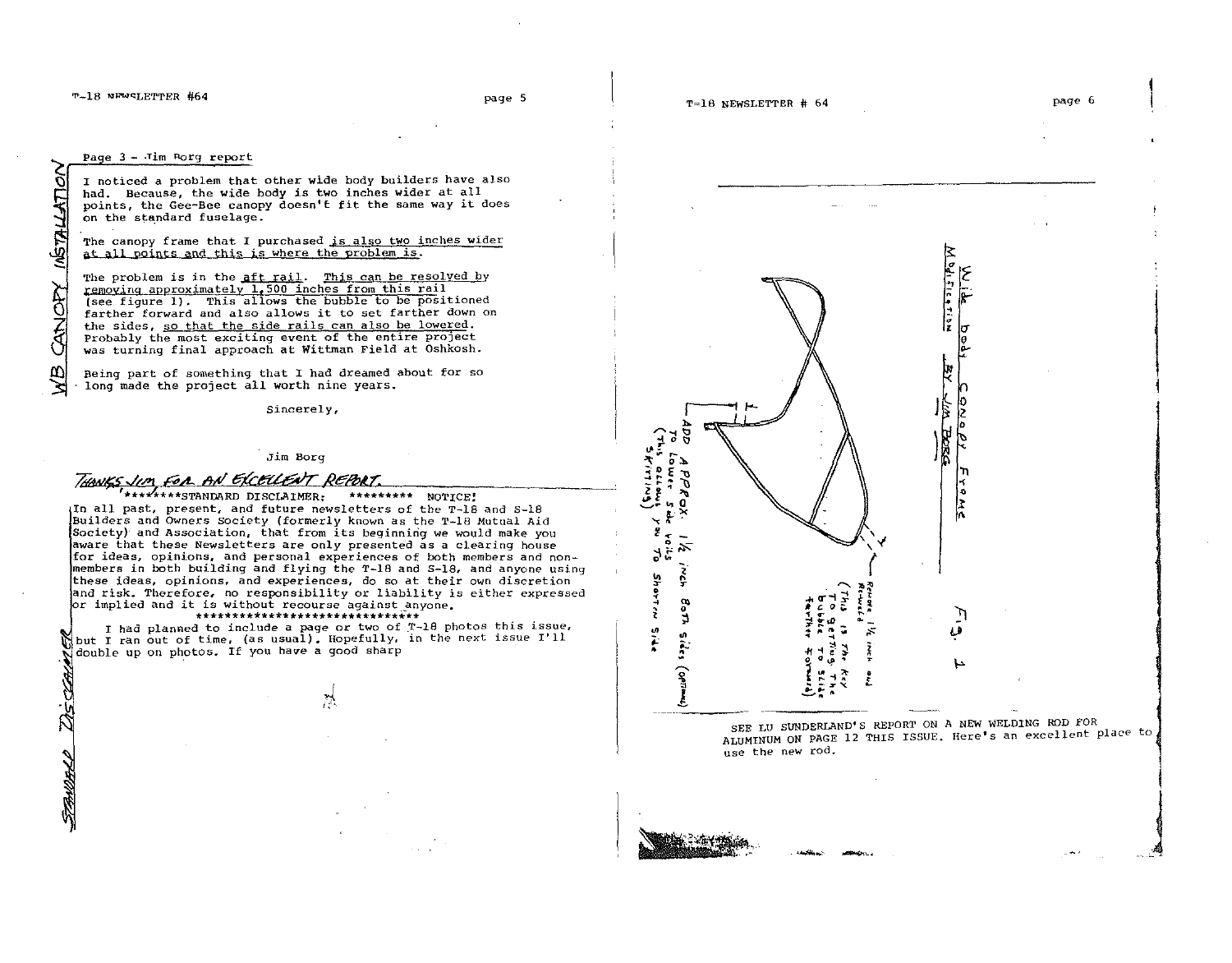Page 3 - Jim Borg report

WB CANOPY INSTALLATION

I noticed a problem that other wide body builders have also had. Because, the wide body is two inches wider at all points, the Gee-Bee canopy doesn't fit the same way it does on the standard fuselage.

The canopy frame that I purchased is also two inches wider at all points and this is where the problem is.

The problem is in the aft rail. This can be resolved by removing approximately 1.500 inches from this rail (see figure 1). This allows the bubble to be positioned farther forward and also allows it to set farther down on the sides, so that the side rails can also be lowered. Probably the most exciting event of the entire project was turning final approach at Wittman Field at Oshkosh.

Being part of something that I had dreamed about for so long made the project all worth nine years.

Sincerely,

Jim Borg

*THANKS, JIM, FOR AN EXCELLENT REPORT.*

STANDARD DISCLAIMER

********STANDARD DISCLAIMER: ********* NOTICE!

In all past, present, and future newsletters of the T-18 and S-18 Builders and Owners Society (formerly known as the T-18 Mutual Aid Society) and Association, that from its beginning we would make you aware that these Newsletters are only presented as a clearing house for ideas, opinions, and personal experiences of both members and non-members in both building and flying the T-18 and S-18, and anyone using these ideas, opinions, and experiences, do so at their own discretion and risk. Therefore, no responsibility or liability is either expressed or implied and it is without recourse against anyone.

********************************

I had planned to include a page or two of T-18 photos this issue, but I ran out of time, (as usual). Hopefully, in the next issue I'll double up on photos. If you have a good sharp

Wide body Canopy Frame Modification BY JIM BORG

Fig. 1

ADD APPROX. 1/2 INCH BOTH SIDES (OPTIONAL) TO LOWER SIDE RAILS (This allows you to shorten side skirting)

Remove 1 1/2 inch and Re-weld (This is the key to getting the bubble to slide farther forward)

SEE LU SUNDERLAND'S REPORT ON A NEW WELDING ROD FOR ALUMINUM ON PAGE 12 THIS ISSUE. Here's an excellent place to use the new rod.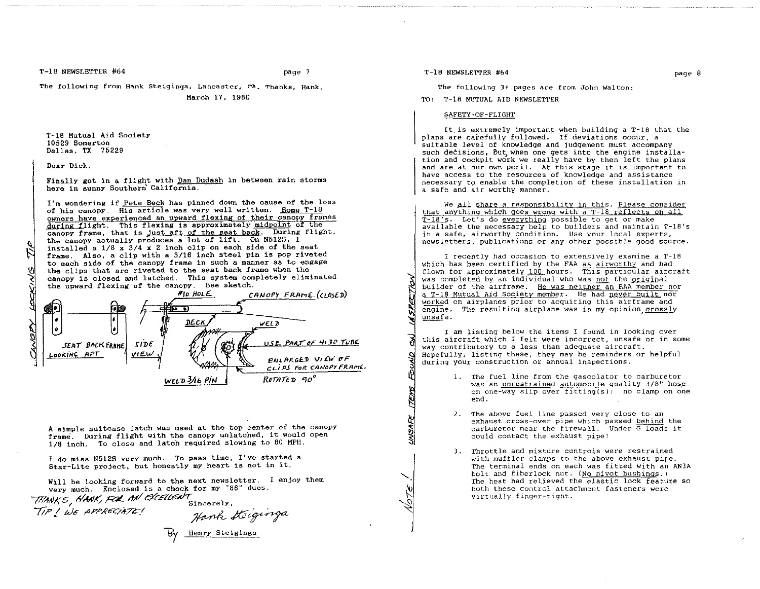The following from Hank Steiginga, Lancaster, CA. Thanks, Hank.

March 17, 1986

T-18 Mutual Aid Society
10529 Somerton
Dallas, TX 75229

Dear Dick,

Finally got in a flight with Dan Dudash in between rain storms here in sunny Southern California.

I'm wondering if Pete Beck has pinned down the cause of the loss of his canopy. His article was very well written. Some T-18 owners have experienced an upward flexing of their canopy frames during flight. This flexing is approximately midpoint of the canopy frame, that is just aft of the seat back. During flight, the canopy actually produces a lot of lift. On N512S, I installed a 1/8 x 3/4 x 2 inch clip on each side of the seat frame. Also, a clip with a 3/16 inch steel pin is pop riveted to each side of the canopy frame in such a manner as to engage the clips that are riveted to the seat back frame when the canopy is closed and latched. This system completely eliminated the upward flexing of the canopy. See sketch.

CANOPY LOCKING TIP

#10 HOLE — CANOPY FRAME (CLOSED) — DECK — WELD — SEAT BACK FRAME LOOKING AFT — SIDE VIEW — USE PART OF 4130 TUBE — ENLARGED VIEW OF CLIPS FOR CANOPY FRAME. ROTATED 90° — WELD 3/16 PIN

A simple suitcase latch was used at the top center of the canopy frame. During flight with the canopy unlatched, it would open 1/8 inch. To close and latch required slowing to 80 MPH.

I do miss N512S very much. To pass time, I've started a Star-Lite project, but honestly my heart is not in it.

Will be looking forward to the next newsletter. I enjoy them very much. Enclosed is a check for my "86" dues.

Sincerely,

Hank Steiginga

By Henry Steiginga

THANKS, HANK, FOR AN EXCELLENT TIP! WE APPRECIATE!

The following 3+ pages are from John Walton:

TO: T-18 MUTUAL AID NEWSLETTER

## SAFETY-OF-FLIGHT

It is extremely important when building a T-18 that the plans are carefully followed. If deviations occur, a suitable level of knowledge and judgement must accompany such decisions, But, when one gets into the engine installation and cockpit work we really have by then left the plans and are at our own peril. At this stage it is important to have access to the resources of knowledge and assistance necessary to enable the completion of these installation in a safe and air worthy manner.

We all share a responsibility in this. Please consider that anything which goes wrong with a T-18 reflects on all T-18's. Let's do everything possible to get or make available the necessary help to builders and maintain T-18's in a safe, airworthy condition. Use your local experts, newsletters, publications or any other possible good source.

I recently had occasion to extensively examine a T-18 which has been certified by the FAA as airworthy and had flown for approximately 100 hours. This particular aircraft was completed by an individual who was not the original builder of the airframe. He was neither an EAA member nor a T-18 Mutual Aid Society member. He had never built nor worked on airplanes prior to acquiring this airframe and engine. The resulting airplane was in my opinion, grossly unsafe.

I am listing below the items I found in looking over this aircraft which I felt were incorrect, unsafe or in some way contributory to a less than adequate aircraft. Hopefully, listing these, they may be reminders or helpful during your construction or annual inspections.

NOTE! UNSAFE ITEMS FOUND ON INSPECTION

1. The fuel line from the gascolator to carburetor was an unrestrained automobile quality 3/8" hose on one-way slip over fitting(s): no clamp on one end.

2. The above fuel line passed very close to an exhaust cross-over pipe which passed behind the carburetor near the firewall. Under G loads it could contact the exhaust pipe!

3. Throttle and mixture controls were restrained with muffler clamps to the above exhaust pipe. The terminal ends on each was fitted with an AN3A bolt and fiberlock nut. (No pivot bushings.) The heat had relieved the elastic lock feature so both these control attachment fasteners were virtually finger-tight.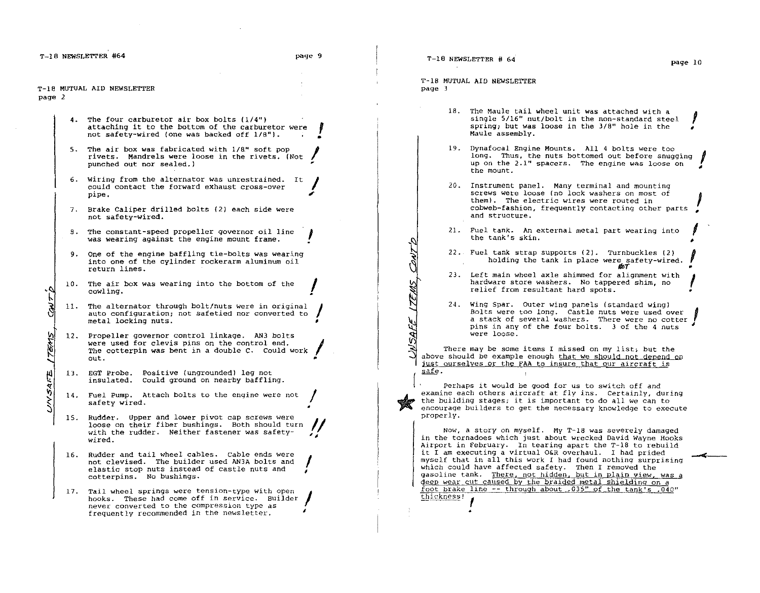T-18 MUTUAL AID NEWSLETTER
page 2

4. The four carburetor air box bolts (1/4") attaching it to the bottom of the carburetor were not safety-wired (one was backed off 1/8"). !

5. The air box was fabricated with 1/8" soft pop rivets. Mandrels were loose in the rivets. (Not punched out nor sealed.) !

6. Wiring from the alternator was unrestrained. It could contact the forward exhaust cross-over pipe. !

7. Brake Caliper drilled bolts (2) each side were not safety-wired.

8. The constant-speed propeller governor oil line was wearing against the engine mount frame. !

9. One of the engine baffling tie-bolts was wearing into one of the cylinder rockerarm aluminum oil return lines.

10. The air box was wearing into the bottom of the cowling. !

11. The alternator through bolt/nuts were in original auto configuration; not safetied nor converted to metal locking nuts. !

12. Propeller governor control linkage. AN3 bolts were used for clevis pins on the control end. The cotterpin was bent in a double C. Could work out. !

13. EGT Probe. Positive (ungrounded) leg not insulated. Could ground on nearby baffling.

14. Fuel Pump. Attach bolts to the engine were not safety wired. !

15. Rudder. Upper and lower pivot cap screws were loose on their fiber bushings. Both should turn with the rudder. Neither fastener was safety-wired. !!

16. Rudder and tail wheel cables. Cable ends were not clevised. The builder used AN3A bolts and elastic stop nuts instead of castle nuts and cotterpins. No bushings. !

17. Tail wheel springs were tension-type with open hooks. These had come off in service. Builder never converted to the compression type as frequently recommended in the newsletter. !

*UNSAFE ITEMS, CONT'D*

T-18 MUTUAL AID NEWSLETTER
page 3

18. The Maule tail wheel unit was attached with a single 5/16" nut/bolt in the non-standard steel spring; but was loose in the 3/8" hole in the Maule assembly. !

19. Dynafocal Engine Mounts. All 4 bolts were too long. Thus, the nuts bottomed out before snugging up on the 2.1" spacers. The engine was loose on the mount. !

20. Instrument panel. Many terminal and mounting screws were loose (no lock washers on most of them). The electric wires were routed in cobweb-fashion, frequently contacting other parts and structure. !

21. Fuel tank. An external metal part wearing into the tank's skin. !

22. Fuel tank strap supports (2). Turnbuckles (2) holding the tank in place were ~~safety-wired~~. NOT safety-wired. !

23. Left main wheel axle shimmed for alignment with hardware store washers. No tappered shim, no relief from resultant hard spots. !

24. Wing Spar. Outer wing panels (standard wing) Bolts were too long. Castle nuts were used over a stack of several washers. There were no cotter pins in any of the four bolts. 3 of the 4 nuts were loose. !

*UNSAFE ITEMS CONT'D*

There may be some items I missed on my list; but the above should be example enough <u>that we should not depend on just ourselves or the FAA to insure that our aircraft is safe</u>.

Perhaps it would be good for us to switch off and examine each others aircraft at fly ins. Certainly, during the building stages; it is important to do all we can to encourage builders to get the necessary knowledge to execute properly.

Now, a story on myself. My T-18 was severely damaged in the tornadoes which just about wrecked David Wayne Hooks Airport in February. In tearing apart the T-18 to rebuild it I am executing a virtual O&R overhaul. I had prided myself that in all this work I had found nothing surprising which could have affected safety. Then I removed the gasoline tank. <u>There, not hidden, but in plain view, was a deep wear cut caused by the braided metal shielding on a foot brake line -- through about .035" of the tank's .040" thickness!</u> !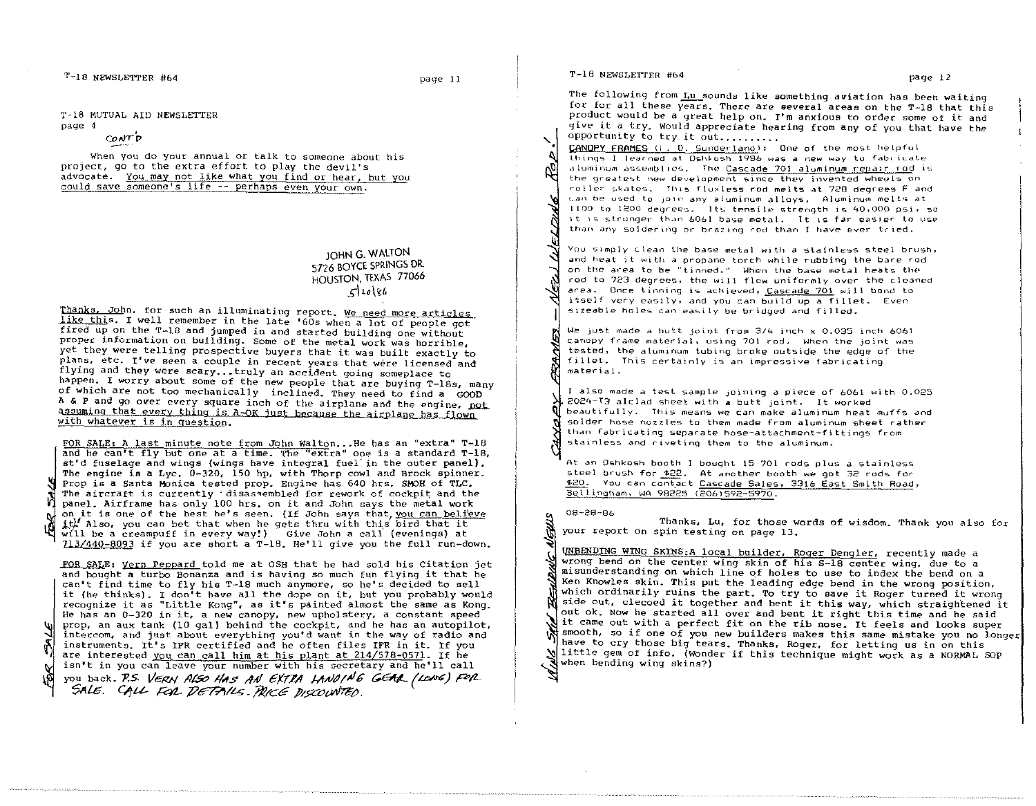T-18 MUTUAL AID NEWSLETTER
page 4

CONT'D

When you do your annual or talk to someone about his project, go to the extra effort to play the devil's advocate. You may not like what you find or hear, but you could save someone's life -- perhaps even your own.

JOHN G. WALTON
5726 BOYCE SPRINGS DR.
HOUSTON, TEXAS 77066
5/20/86

Thanks, John, for such an illuminating report. We need more articles like this. I well remember in the late '60s when a lot of people got fired up on the T-18 and jumped in and started building one without proper information on building. Some of the metal work was horrible, yet they were telling prospective buyers that it was built exactly to plans, etc. I've seen a couple in recent years that were licensed and flying and they were scary...truly an accident going someplace to happen. I worry about some of the new people that are buying T-18s, many of which are not too mechanically inclined. They need to find a GOOD A & P and go over every square inch of the airplane and the engine, not assuming that every thing is A-OK just because the airplane has flown with whatever is in question.

*FOR SALE*

FOR SALE: A last minute note from John Walton...He has an "extra" T-18 and he can't fly but one at a time. The "extra" one is a standard T-18, st'd fuselage and wings (wings have integral fuel in the outer panel). The engine is a Lyc. O-320, 150 hp, with Thorp cowl and Brock spinner. Prop is a Santa Monica tested prop. Engine has 640 hrs. SMOH of TLC. The aircraft is currently disassembled for rework of cockpit and the panel. Airframe has only 100 hrs. on it and John says the metal work on it is one of the best he's seen. (If John says that, you can believe it! Also, you can bet that when he gets thru with this bird that it will be a creampuff in every way!) Give John a call (evenings) at 713/440-8093 if you are short a T-18. He'll give you the full run-down.

*FOR SALE*

FOR SALE: Vern Peppard told me at OSH that he had sold his Citation jet and bought a turbo Bonanza and is having so much fun flying it that he can't find time to fly his T-18 much anymore, so he's decided to sell it (he thinks). I don't have all the dope on it, but you probably would recognize it as "Little Kong", as it's painted almost the same as Kong. He has an O-320 in it, a new canopy, new upholstery, a constant speed prop, an aux tank (10 gal) behind the cockpit, and he has an autopilot, intercom, and just about everything you'd want in the way of radio and instruments. It's IFR certified and he often files IFR in it. If you are interested you can call him at his plant at 214/578-0571. If he isn't in you can leave your number with his secretary and he'll call you back. P.S. VERN ALSO HAS AN EXTRA LANDING GEAR (LONG) FOR SALE. CALL FOR DETAILS. PRICE DISCOUNTED.

*CANOPY FRAMES — NEW WELDING ROD!*

The following from Lu sounds like something aviation has been waiting for for all these years. There are several areas on the T-18 that this product would be a great help on. I'm anxious to order some of it and give it a try. Would appreciate hearing from any of you that have the opportunity to try it out.........

CANOPY FRAMES (L. D. Sunderland): One of the most helpful things I learned at Oshkosh 1986 was a new way to fabricate aluminum assemblies. The Cascade 701 aluminum repair rod is the greatest new development since they invented wheels on roller skates. This fluxless rod melts at 728 degrees F and can be used to join any aluminum alloys. Aluminum melts at 1100 to 1200 degrees. Its tensile strength is 40,000 psi, so it is stronger than 6061 base metal. It is far easier to use than any soldering or brazing rod than I have ever tried.

You simply clean the base metal with a stainless steel brush, and heat it with a propane torch while rubbing the bare rod on the area to be "tinned." When the base metal heats the rod to 723 degrees, the will flow uniformly over the cleaned area. Once tinning is achieved, Cascade 701 will bond to itself very easily, and you can build up a fillet. Even sizeable holes can easily be bridged and filled.

We just made a butt joint from 3/4 inch x 0.035 inch 6061 canopy frame material, using 701 rod. When the joint was tested, the aluminum tubing broke outside the edge of the fillet. This certainly is an impressive fabricating material.

I also made a test sample joining a piece of 6061 with 0.025 2024-T3 alclad sheet with a butt joint. It worked beautifully. This means we can make aluminum heat muffs and solder hose nozzles to them made from aluminum sheet rather than fabricating separate hose-attachment-fittings from stainless and riveting them to the aluminum.

At an Oshkosh booth I bought 15 701 rods plus a stainless steel brush for $22. At another booth we got 32 rods for $20. You can contact Cascade Sales, 3316 East Smith Road, Bellingham, WA 98225 (206)592-5970.

08-28-86

Thanks, Lu, for those words of wisdom. Thank you also for your report on spin testing on page 13.

*WING SKIN BENDING NEWS*

UNBENDING WING SKINS: A local builder, Roger Dengler, recently made a wrong bend on the center wing skin of his S-18 center wing, due to a misunderstanding on which line of holes to use to index the bend on a Ken Knowles skin. This put the leading edge bend in the wrong position, which ordinarily ruins the part. To try to save it Roger turned it wrong side out, clecoed it together and bent it this way, which straightened it out ok. Now he started all over and bent it right this time and he said it came out with a perfect fit on the rib nose. It feels and looks super smooth, so if one of you new builders makes this same mistake you no longer have to cry those big tears. Thanks, Roger, for letting us in on this little gem of info. (Wonder if this technique might work as a NORMAL SOP when bending wing skins?)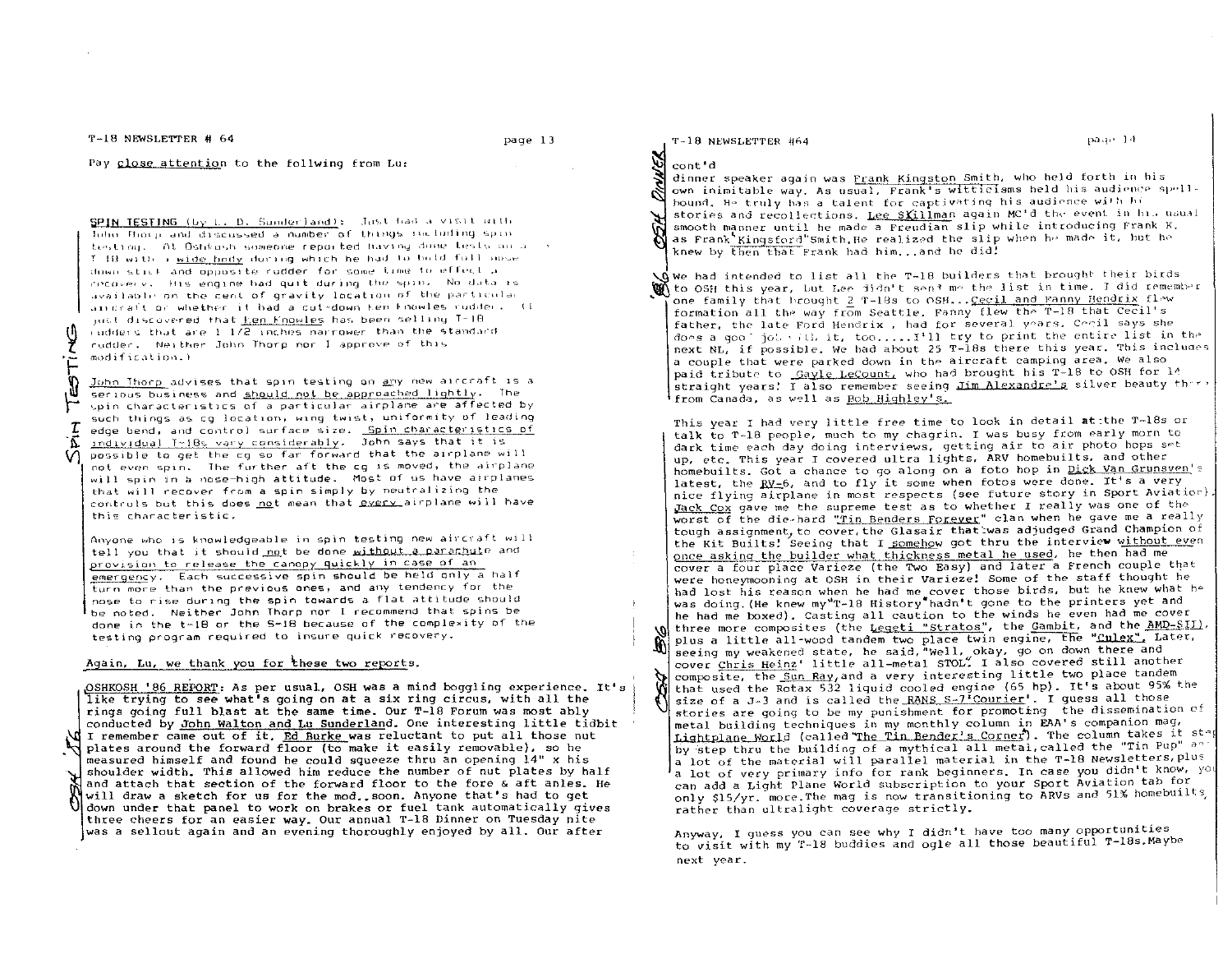Pay close attention to the follwing from Lu:

SPIN TESTING (by L. D. Sunderland): Just had a visit with John Thorp and discussed a number of things including spin testing. At Oshkosh someone reported having done tests on a T-18 with a wide body during which he had to hold full nose down stick and opposite rudder for some time to effect a recovery. His engine had quit during the spin. No data is available on the cent of gravity location of the particular aircraft or whether it had a cut-down Ken Knowles rudder. (I just discovered that Ken Knowles has been selling T-18 rudders that are 1 1/2 inches narrower than the standard rudder. Neither John Thorp nor I approve of this modification.)

John Thorp advises that spin testing on any new aircraft is a serious business and should not be approached lightly. The spin characteristics of a particular airplane are affected by such things as cg location, wing twist, uniformity of leading edge bend, and control surface size. Spin characteristics of individual T-18s vary considerably. John says that it is possible to get the cg so far forward that the airplane will not even spin. The further aft the cg is moved, the airplane will spin in a nose-high attitude. Most of us have airplanes that will recover from a spin simply by neutralizing the controls but this does not mean that every airplane will have this characteristic.

Anyone who is knowledgeable in spin testing new aircraft will tell you that it should not be done without a parachute and provision to release the canopy quickly in case of an emergency. Each successive spin should be held only a half turn more than the previous ones, and any tendency for the nose to rise during the spin towards a flat attitude should be noted. Neither John Thorp nor I recommend that spins be done in the T-18 or the S-18 because of the complexity of the testing program required to insure quick recovery.

Again, Lu, we thank you for these two reports.

OSHKOSH '86 REPORT: As per usual, OSH was a mind boggling experience. It's like trying to see what's going on at a six ring circus, with all the rings going full blast at the same time. Our T-18 Forum was most ably conducted by John Walton and Lu Sunderland. One interesting little tidbit I remember came out of it. Ed Burke was reluctant to put all those nut plates around the forward floor (to make it easily removable), so he measured himself and found he could squeeze thru an opening 14" x his shoulder width. This allowed him reduce the number of nut plates by half and attach that section of the forward floor to the fore & aft angles. He will draw a sketch for us for the mod..soon. Anyone that's had to get down under that panel to work on brakes or fuel tank automatically gives three cheers for an easier way. Our annual T-18 Dinner on Tuesday nite was a sellout again and an evening thoroughly enjoyed by all. Our after

cont'd

dinner speaker again was Frank Kingston Smith, who held forth in his own inimitable way. As usual, Frank's witticisms held his audience spellbound. He truly has a talent for captivating his audience with his stories and recollections. Lee Skillman again MC'd the event in his usual smooth manner until he made a Freudian slip while introducing Frank K. as Frank "Kingsford" Smith. He realized the slip when he made it, but he knew by then that Frank had him...and he did!

We had intended to list all the T-18 builders that brought their birds to OSH this year, but Lee didn't send me the list in time. I did remember one family that brought 2 T-18s to OSH...Cecil and Fanny Hendrix flew formation all the way from Seattle. Fanny flew the T-18 that Cecil's father, the late Ford Hendrix, had for several years. Cecil says she does a good job with it, too.....I'll try to print the entire list in the next NL, if possible. We had about 25 T-18s there this year. This includes a couple that were parked down in the aircraft camping area. We also paid tribute to Gayle LeCount, who had brought his T-18 to OSH for 14 straight years! I also remember seeing Jim Alexandre's silver beauty there from Canada, as well as Bob Highley's.

This year I had very little free time to look in detail at the T-18s or talk to T-18 people, much to my chagrin. I was busy from early morn to dark time each day doing interviews, getting air to air photo hops set up, etc. This year I covered ultra lights, ARV homebuilts, and other homebuilts. Got a chance to go along on a foto hop in Dick Van Grunsven's latest, the RV-6, and to fly it some when fotos were done. It's a very nice flying airplane in most respects (see future story in Sport Aviation). Jack Cox gave me the supreme test as to whether I really was one of the worst of the die-hard "Tin Benders Forever" clan when he gave me a really tough assignment, to cover, the Glasair that was adjudged Grand Champion of the Kit Builts! Seeing that I somehow got thru the interview without even once asking the builder what thickness metal he used, he then had me cover a four place Varieze (the Two Easy) and later a French couple that were honeymooning at OSH in their Varieze! Some of the staff thought he had lost his reason when he had me cover those birds, but he knew what he was doing. (He knew my "T-18 History" hadn't gone to the printers yet and he had me boxed). Casting all caution to the winds he even had me cover three more composites (the Legeti "Stratos", the Gambit, and the AMD-SII), plus a little all-wood tandem two place twin engine, the "Culex". Later, seeing my weakened state, he said, "Well, okay, go on down there and cover Chris Heinz' little all-metal STOL". I also covered still another composite, the Sun Ray, and a very interesting little two place tandem that used the Rotax 532 liquid cooled engine (65 hp). It's about 95% the size of a J-3 and is called the RANS S-7 'Courier'. I guess all those stories are going to be my punishment for promoting the dissemination of metal building techniques in my monthly column in EAA's companion mag, Lightplane World (called "The Tin Bender's Corner"). The column takes it step by step thru the building of a mythical all metal, called the "Tin Pup" and a lot of the material will parallel material in the T-18 Newsletters, plus a lot of very primary info for rank beginners. In case you didn't know, you can add a Light Plane World subscription to your Sport Aviation tab for only $15/yr. more. The mag is now transitioning to ARVs and 51% homebuilts, rather than ultralight coverage strictly.

Anyway, I guess you can see why I didn't have too many opportunities to visit with my T-18 buddies and ogle all those beautiful T-18s. Maybe next year.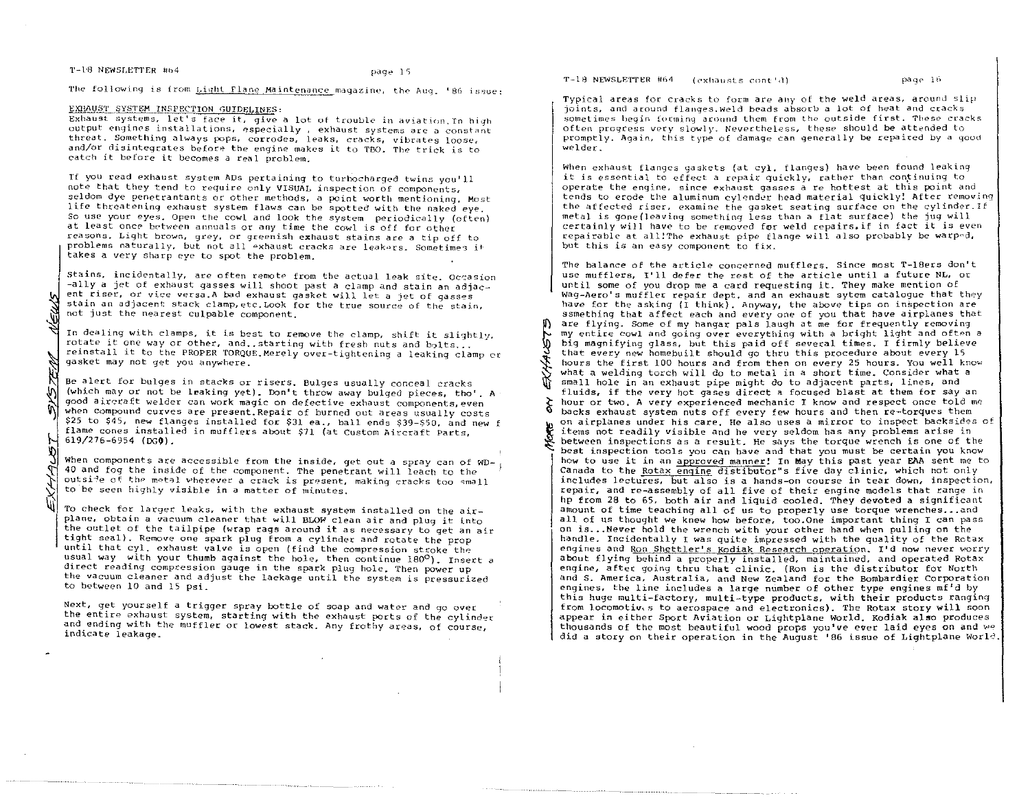The following is from Light Plane Maintenance magazine, the Aug. '86 issue:

EXHAUST SYSTEM INSPECTION GUIDELINES:

Exhaust systems, let's face it, give a lot of trouble in aviation. In high output engines installations, especially , exhaust systems are a constant threat. Something always pops, corrodes, leaks, cracks, vibrates loose, and/or disintegrates before the engine makes it to TBO. The trick is to catch it before it becomes a real problem.

If you read exhaust system ADs pertaining to turbocharged twins you'll note that they tend to require only VISUAL inspection of components, seldom dye penetrantants or other methods, a point worth mentioning. Most life threatening exhaust system flaws can be spotted with the naked eye. So use your eyes. Open the cowl and look the system periodically (often) at least once between annuals or any time the cowl is off for other reasons. Light brown, grey, or greenish exhaust stains are a tip off to problems naturally, but not all exhaust cracks are leakers. Sometimes it takes a very sharp eye to spot the problem.

Stains, incidentally, are often remote from the actual leak site. Occasion -ally a jet of exhaust gasses will shoot past a clamp and stain an adjacent riser, or vice versa. A bad exhaust gasket will let a jet of gasses stain an adjacent stack clamp, etc. Look for the true source of the stain, not just the nearest culpable component.

In dealing with clamps, it is best to remove the clamp, shift it slightly, rotate it one way or other, and..starting with fresh nuts and bolts... reinstall it to the PROPER TORQUE. Merely over-tightening a leaking clamp or gasket may not get you anywhere.

Be alert for bulges in stacks or risers. Bulges usually conceal cracks (which may or not be leaking yet). Don't throw away bulged pieces, tho'. A good aircraft welder can work magic on defective exhaust components, even when compound curves are present. Repair of burned out areas usually costs \$25 to \$45, new flanges installed for \$31 ea., ball ends \$39-\$50, and new flame cones installed in mufflers about \$71 (at Custom Aircraft Parts, 619/276-6954 (DGØ).

When components are accessible from the inside, get out a spray can of WD-40 and fog the inside of the component. The penetrant will leach to the outside of the metal wherever a crack is present, making cracks too small to be seen highly visible in a matter of minutes.

To check for larger leaks, with the exhaust system installed on the airplane, obtain a vacuum cleaner that will BLOW clean air and plug it into the outlet of the tailpipe (wrap rags around it as necessary to get an air tight seal). Remove one spark plug from a cylinder and rotate the prop until that cyl. exhaust valve is open (find the compression stroke the usual way with your thumb against the hole, then continue 180°). Insert a direct reading compression gauge in the spark plug hole. Then power up the vacuum cleaner and adjust the laekage until the system is pressurized to between 10 and 15 psi.

Next, get yourself a trigger spray bottle of soap and water and go over the entire exhaust system, starting with the exhaust ports of the cylinder and ending with the muffler or lowest stack. Any frothy areas, of course, indicate leakage.

T-18 NEWSLETTER #64 (exhausts cont'd)

Typical areas for cracks to form are any of the weld areas, around slip joints, and around flanges. Weld beads absorb a lot of heat and cracks sometimes begin forming around them from the outside first. These cracks often progress very slowly. Nevertheless, these should be attended to promptly. Again, this type of damage can generally be repaired by a good welder.

When exhaust flanges gaskets (at cyl. flanges) have been found leaking it is essential to effect a repair quickly, rather than continuing to operate the engine, since exhaust gasses a re hottest at this point and tends to erode the aluminum cylender head material quickly! After removing the affected riser, examine the gasket seating surface on the cylinder. If metal is gone(leaving something less than a flat surface) the jug will certainly will have to be removed for weld repairs, if in fact it is even repairable at all! The exhaust pipe flange will also probably be warped, but this is an easy component to fix.

The balance of the article concerned mufflers. Since most T-18ers don't use mufflers, I'll defer the rest of the article until a future NL, or until some of you drop me a card requesting it. They make mention of Wag-Aero's muffler repair dept. and an exhaust sytem catalogue that they have for the asking (I think). Anyway, the above tips on inspection are ssmething that affect each and every one of you that have airplanes that are flying. Some of my hangar pals laugh at me for frequently removing my entire cowl and going over everything with a bright light and often a big magnifying glass, but this paid off several times. I firmly believe that every new homebuilt should go thru this procedure about every 15 hours the first 100 hours and from then on every 25 hours. You well know what a welding torch will do to metal in a short time. Consider what a small hole in an exhaust pipe might do to adjacent parts, lines, and fluids, if the very hot gases direct a focused blast at them for say an hour or two. A very experienced mechanic I know and respect once told me backs exhaust system nuts off every few hours and then re-torques them on airplanes under his care. He also uses a mirror to inspect backsides of items not readily visible and he very seldom has any problems arise in between inspections as a result. He says the torque wrench is one of the best inspection tools you can have and that you must be certain you know how to use it in an approved manner! In May this past year EAA sent me to Canada to the Rotax engine distibutor"s five day clinic, which not only includes lectures, but also is a hands-on course in tear down, inspection, repair, and re-assembly of all five of their engine models that range in hp from 28 to 65, both air and liquid cooled. They devoted a significant amount of time teaching all of us to properly use torque wrenches...and all of us thought we knew how before, too.One important thing I can pass on is...Never hold the wrench with your other hand when pulling on the handle. Incidentally I was quite impressed with the quality of the Rotax engines and Ron Shettler's Kodiak Research operation. I'd now never worry about flying behind a properly installed, maintained, and operated Rotax engine, after going thru that clinic. (Ron is the distributor for North and S. America, Australia, and New Zealand for the Bombardier Corporation engines, the line includes a large number of other type engines mf'd by this huge multi-factory, multi-type products, with their products ranging from locomotives to aerospace and electronics). The Rotax story will soon appear in either Sport Aviation or Lightplane World. Kodiak also produces thousands of the most beautiful wood props you've ever laid eyes on and we did a story on their operation in the August '86 issue of Lightplane World.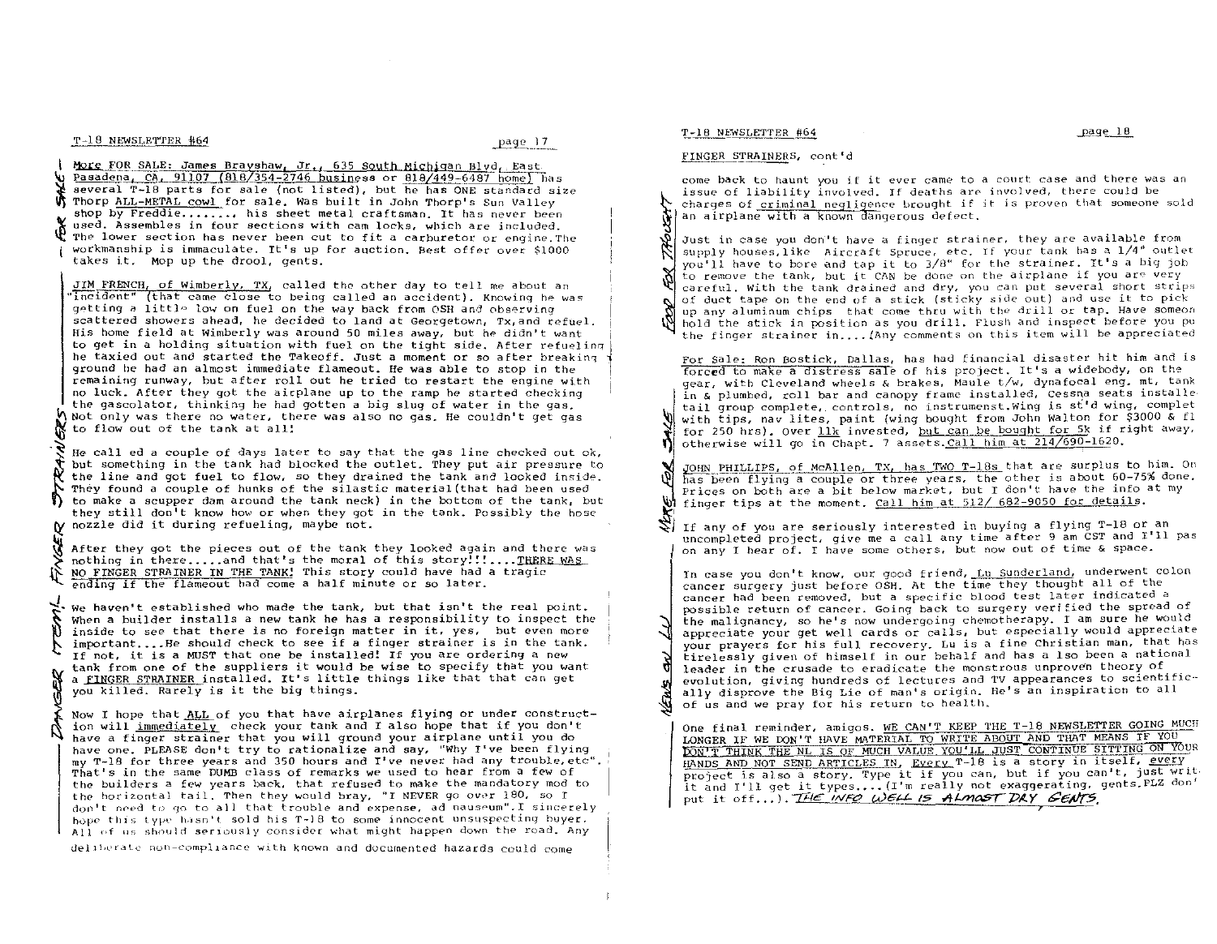More FOR SALE: James Brayshaw, Jr., 635 South Michigan Blvd, East Pasadena, CA, 91107 (818/354-2746 business or 818/449-6487 home) has several T-18 parts for sale (not listed), but he has ONE standard size Thorp ALL-METAL cowl for sale. Was built in John Thorp's Sun Valley shop by Freddie......., his sheet metal craftsman. It has never been used. Assembles in four sections with cam locks, which are included. The lower section has never been cut to fit a carburetor or engine. The workmanship is immaculate. It's up for auction. Best offer over $1000 takes it. Mop up the drool, gents.

*FOR SALE*

JIM FRENCH, of Wimberly, TX, called the other day to tell me about an "incident" (that came close to being called an accident). Knowing he was getting a little low on fuel on the way back from OSH and observing scattered showers ahead, he decided to land at Georgetown, Tx, and refuel. His home field at Wimberly was around 50 miles away, but he didn't want to get in a holding situation with fuel on the tight side. After refueling he taxied out and started the Takeoff. Just a moment or so after breaking ground he had an almost immediate flameout. He was able to stop in the remaining runway, but after roll out he tried to restart the engine with no luck. After they got the airplane up to the ramp he started checking the gascolator, thinking he had gotten a big slug of water in the gas. Not only was there no water, there was also no gas. He couldn't get gas to flow out of the tank at all!

He call ed a couple of days later to say that the gas line checked out ok, but something in the tank had blocked the outlet. They put air pressure to the line and got fuel to flow, so they drained the tank and looked inside. They found a couple of hunks of the silastic material (that had been used to make a scupper dam around the tank neck) in the bottom of the tank, but they still don't know how or when they got in the tank. Possibly the hose nozzle did it during refueling, maybe not.

After they got the pieces out of the tank they looked again and there was nothing in there.....and that's the moral of this story!!!....THERE WAS NO FINGER STRAINER IN THE TANK! This story could have had a tragic ending if the flameout had come a half minute or so later.

We haven't established who made the tank, but that isn't the real point. When a builder installs a new tank he has a responsibility to inspect the inside to see that there is no foreign matter in it, yes, but even more important....He should check to see if a finger strainer is in the tank. If not, it is a MUST that one be installed! If you are ordering a new tank from one of the suppliers it would be wise to specify that you want a FINGER STRAINER installed. It's little things like that that can get you killed. Rarely is it the big things.

Now I hope that ALL of you that have airplanes flying or under construction will immediately check your tank and I also hope that if you don't have a finger strainer that you will ground your airplane until you do have one. PLEASE don't try to rationalize and say, "Why I've been flying my T-18 for three years and 350 hours and I've never had any trouble, etc". That's in the same DUMB class of remarks we used to hear from a few of the builders a few years back, that refused to make the mandatory mod to the horizontal tail. Then they would bray, "I NEVER go over 180, so I don't need to go to all that trouble and expense, ad nauseum". I sincerely hope this type hasn't sold his T-18 to some innocent unsuspecting buyer. All of us should seriously consider what might happen down the road. Any deliberate non-compliance with known and documented hazards could come

*DANGER ITEM. FINGER STRAINERS*

## FINGER STRAINERS, cont'd

come back to haunt you if it ever came to a court case and there was an issue of liability involved. If deaths are involved, there could be charges of criminal negligence brought if it is proven that someone sold an airplane with a known dangerous defect.

Just in case you don't have a finger strainer, they are available from supply houses, like Aircraft Spruce, etc. If your tank has a 1/4" outlet you'll have to bore and tap it to 3/8" for the strainer. It's a big job to remove the tank, but it CAN be done on the airplane if you are very careful. With the tank drained and dry, you can put several short strips of duct tape on the end of a stick (sticky side out) and use it to pick up any aluminum chips that come thru with the drill or tap. Have someon hold the stick in position as you drill. Flush and inspect before you pu the finger strainer in....(Any comments on this item will be appreciated

*FOOD FOR THOUGHT*

For Sale: Ron Bostick, Dallas, has had financial disaster hit him and is forced to make a distress sale of his project. It's a widebody, on the gear, with Cleveland wheels & brakes, Maule t/w, dynafocal eng. mt, tank in & plumbed, roll bar and canopy frame installed, Cessna seats installe tail group complete, controls, no instrumenst. Wing is st'd wing, complet with tips, nav lites, paint (wing bought from John Walton for $3000 & fl for 250 hrs). Over 11k invested, but can be bought for 5k if right away, otherwise will go in Chapt. 7 assets. Call him at 214/690-1620.

JOHN PHILLIPS, of McAllen, TX, has TWO T-18s that are surplus to him. On has been flying a couple or three years, the other is about 60-75% done. Prices on both are a bit below market, but I don't have the info at my finger tips at the moment. Call him at 512/ 682-9050 for details.

If any of you are seriously interested in buying a flying T-18 or an uncompleted project, give me a call any time after 9 am CST and I'll pas on any I hear of. I have some others, but now out of time & space.

*MORE FOR SALE*

In case you don't know, our good friend, Lu Sunderland, underwent colon cancer surgery just before OSH. At the time they thought all of the cancer had been removed, but a specific blood test later indicated a possible return of cancer. Going back to surgery verified the spread of the malignancy, so he's now undergoing chemotherapy. I am sure he would appreciate your get well cards or calls, but especially would appreciate your prayers for his full recovery. Lu is a fine Christian man, that has tirelessly given of himself in our behalf and has a lso been a national leader in the crusade to eradicate the monstrous unproven theory of evolution, giving hundreds of lectures and TV appearances to scientifically disprove the Big Lie of man's origin. He's an inspiration to all of us and we pray for his return to health.

*NEWS ON LU*

One final reminder, amigos. WE CAN'T KEEP THE T-18 NEWSLETTER GOING MUCH LONGER IF WE DON'T HAVE MATERIAL TO WRITE ABOUT AND THAT MEANS IF YOU DON'T THINK THE NL IS OF MUCH VALUE YOU'LL JUST CONTINUE SITTING ON YOUR HANDS AND NOT SEND ARTICLES IN. Every T-18 is a story in itself, every project is also a story. Type it if you can, but if you can't, just writ it and I'll get it typed....(I'm really not exaggerating, gents. PLZ don' put it off...). *THE INFO WELL IS ALMOST DRY GENTS.*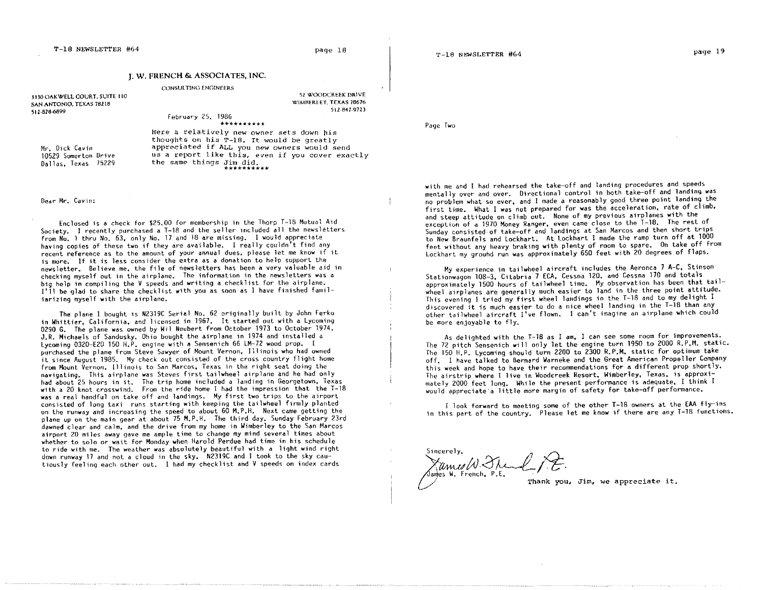**J. W. FRENCH & ASSOCIATES, INC.**

CONSULTING ENGINEERS

3330 OAKWELL COURT, SUITE 110
SAN ANTONIO, TEXAS 78218
512-828-6899

52 WOODCREEK DRIVE
WIMBERLEY, TEXAS 78676
512-847-9723

February 25, 1986

\*\*\*\*\*\*\*\*\*\*

Here a relatively new owner sets down his thoughts on his T-18. It would be greatly appreciated if ALL you new owners would send us a report like this, even if you cover exactly the same things Jim did.

\*\*\*\*\*\*\*\*\*\*

Mr. Dick Cavin
10529 Somerton Drive
Dallas, Texas 75229

Dear Mr. Cavin:

Enclosed is a check for $25.00 for membership in the Thorp T-18 Mutual Aid Society. I recently purchased a T-18 and the seller included all the newsletters from No. 1 thru No. 63, only No. 17 and 18 are missing. I would appreciate having copies of these two if they are available. I really couldn't find any recent reference as to the amount of your annual dues, please let me know if it is more. If it is less consider the extra as a donation to help support the newsletter. Believe me, the file of newsletters has been a very valuable aid in checking myself out in the airplane. The information in the newsletters was a big help in compiling the V speeds and writing a checklist for the airplane. I'll be glad to share the checklist with you as soon as I have finished familiarizing myself with the airplane.

The plane I bought is N2319C Serial No. 62 originally built by John Ferko in Whittier, California, and licensed in 1967. It started out with a Lycoming 0290 G. The plane was owned by Wil Neubert from October 1973 to October 1974. J.R. Michaels of Sandusky, Ohio bought the airplane in 1974 and installed a Lycoming 0320-E2D 150 H.P. engine with a Sensenich 66 LM-72 wood prop. I purchased the plane from Steve Sawyer of Mount Vernon, Illinois who had owned it since August 1985. My check out consisted of the cross country flight home from Mount Vernon, Illinois to San Marcos, Texas in the right seat doing the navigating. This airplane was Steves first tailwheel airplane and he had only had about 25 hours in it. The trip home included a landing in Georgetown, Texas with a 20 knot crosswind. From the ride home I had the impression that the T-18 was a real handful on take off and landings. My first two trips to the airport consisted of long taxi runs starting with keeping the tailwheel firmly planted on the runway and increasing the speed to about 60 M.P.H. Next came getting the plane up on the main gear at about 75 M.P.H. The third day, Sunday February 23rd dawned clear and calm, and the drive from my home in Wimberley to the San Marcos airport 20 miles away gave me ample time to change my mind several times about whether to solo or wait for Monday when Harold Perdue had time in his schedule to ride with me. The weather was absolutely beautiful with a light wind right down runway 17 and not a cloud in the sky. N2319C and I took to the sky cautiously feeling each other out. I had my checklist and V speeds on index cards with me and I had rehearsed the take-off and landing procedures and speeds mentally over and over. Directional control in both take-off and landing was no problem what so ever, and I made a reasonably good three point landing the first time. What I was not prepared for was the acceleration, rate of climb, and steep attitude on climb out. None of my previous airplanes with the exception of a 1970 Money Ranger, even came close to the T-18. The rest of Sunday consisted of take-off and landings at San Marcos and then short trips to New Braunfels and Lockhart. At Lockhart I made the ramp turn off at 1000 feet without any heavy braking with plenty of room to spare. On take off from Lockhart my ground run was approximately 650 feet with 20 degrees of flaps.

Page Two

My experience in tailwheel aircraft includes the Aeronca 7 A-C, Stinson Stationwagon 108-3, Citabria 7 ECA, Cessna 120, and Cessna 170 and totals approximately 1500 hours of tailwheel time. My observation has been that tailwheel airplanes are generally much easier to land in the three point attitude. This evening I tried my first wheel landings in the T-18 and to my delight I discovered it is much easier to do a nice wheel landing in the T-18 than any other tailwheel aircraft I've flown. I can't imagine an airplane which could be more enjoyable to fly.

As delighted with the T-18 as I am, I can see some room for improvements. The 72 pitch Sensenich will only let the engine turn 1950 to 2000 R.P.M. static. The 150 H.P. Lycoming should turn 2200 to 2300 R.P.M. static for optimum take off. I have talked to Bernard Warneke and the Great American Propeller Company this week and hope to have their recommendations for a different prop shortly. The airstrip where I live in Woodcreek Resort, Wimberley, Texas, is approximately 2000 feet long. While the present performance is adequate, I think I would appreciate a little more margin of safety for take-off performance.

I look forward to meeting some of the other T-18 owners at the EAA fly-ins in this part of the country. Please let me know if there are any T-18 functions.

Sincerely,

James W. French, P.E.

Thank you, Jim, we appreciate it.